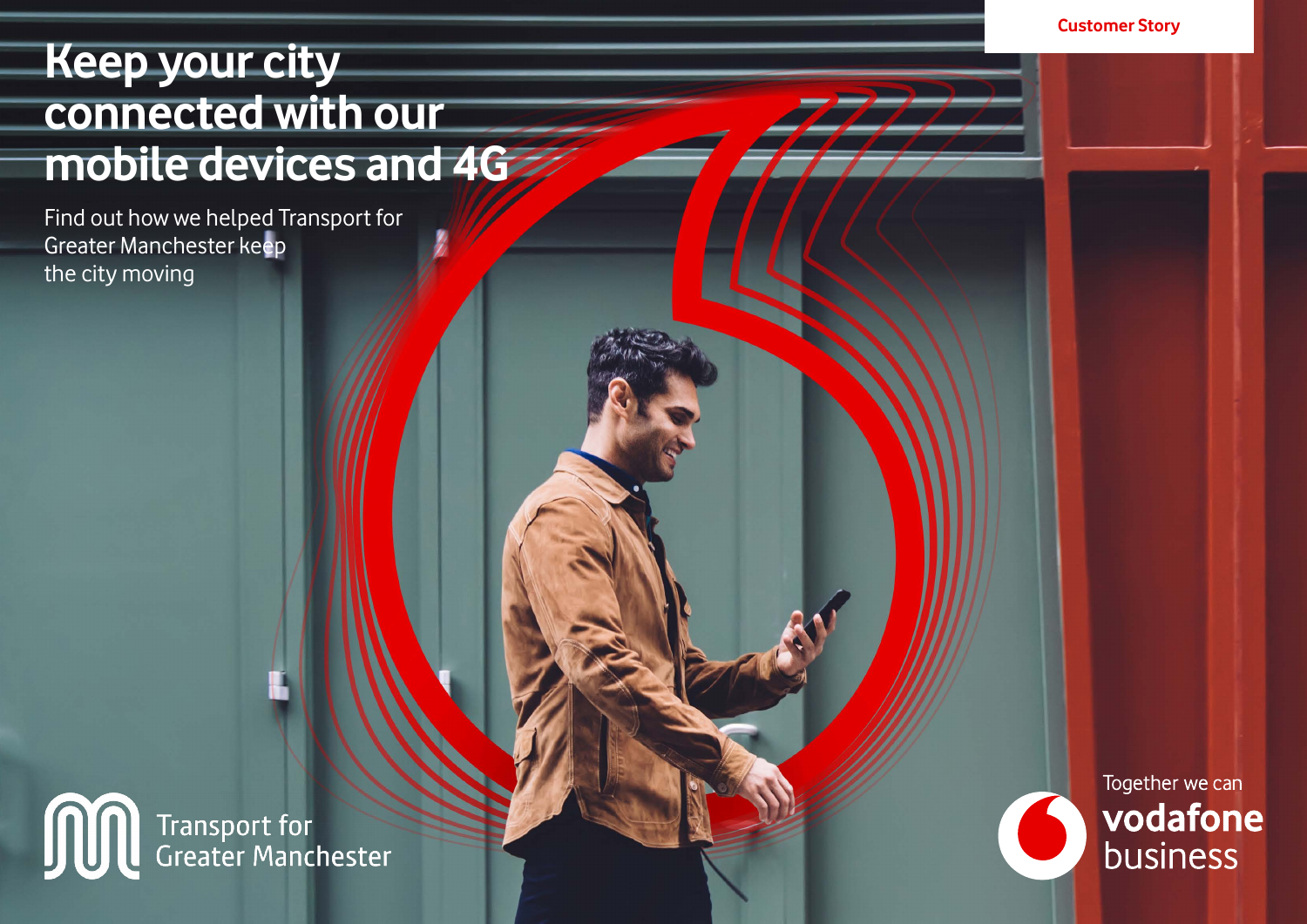Customer Story

# Keep your city connected with our mobile devices and 4G

Find out how we helped Transport for Greater Manchester keep the city moving

Transport for Greater Manchester

Together we can

vodafone business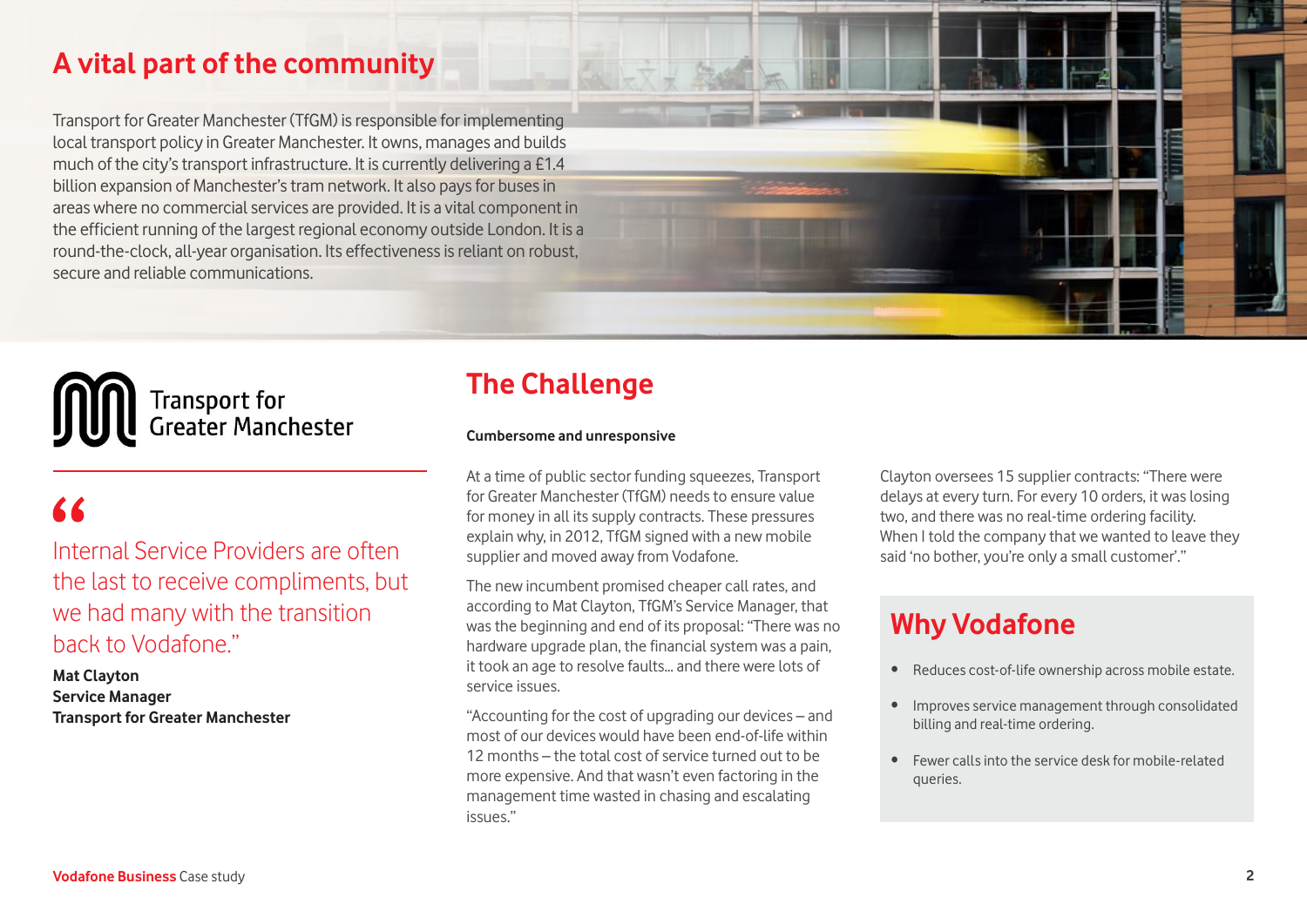# A vital part of the community

Transport for Greater Manchester (TfGM) is responsible for implementing local transport policy in Greater Manchester. It owns, manages and builds much of the city's transport infrastructure. It is currently delivering a £1.4 billion expansion of Manchester's tram network. It also pays for buses in areas where no commercial services are provided. It is a vital component in the efficient running of the largest regional economy outside London. It is a round-the-clock, all-year organisation. Its effectiveness is reliant on robust, secure and reliable communications.

Transport for Greater Manchester

> "Internal Service Providers are often the last to receive compliments, but we had many with the transition back to Vodafone."

**Mat Clayton**
**Service Manager**
**Transport for Greater Manchester**

## The Challenge

**Cumbersome and unresponsive**

At a time of public sector funding squeezes, Transport for Greater Manchester (TfGM) needs to ensure value for money in all its supply contracts. These pressures explain why, in 2012, TfGM signed with a new mobile supplier and moved away from Vodafone.

The new incumbent promised cheaper call rates, and according to Mat Clayton, TfGM's Service Manager, that was the beginning and end of its proposal: "There was no hardware upgrade plan, the financial system was a pain, it took an age to resolve faults... and there were lots of service issues.

"Accounting for the cost of upgrading our devices – and most of our devices would have been end-of-life within 12 months – the total cost of service turned out to be more expensive. And that wasn't even factoring in the management time wasted in chasing and escalating issues."

Clayton oversees 15 supplier contracts: "There were delays at every turn. For every 10 orders, it was losing two, and there was no real-time ordering facility. When I told the company that we wanted to leave they said 'no bother, you're only a small customer'."

## Why Vodafone

- Reduces cost-of-life ownership across mobile estate.
- Improves service management through consolidated billing and real-time ordering.
- Fewer calls into the service desk for mobile-related queries.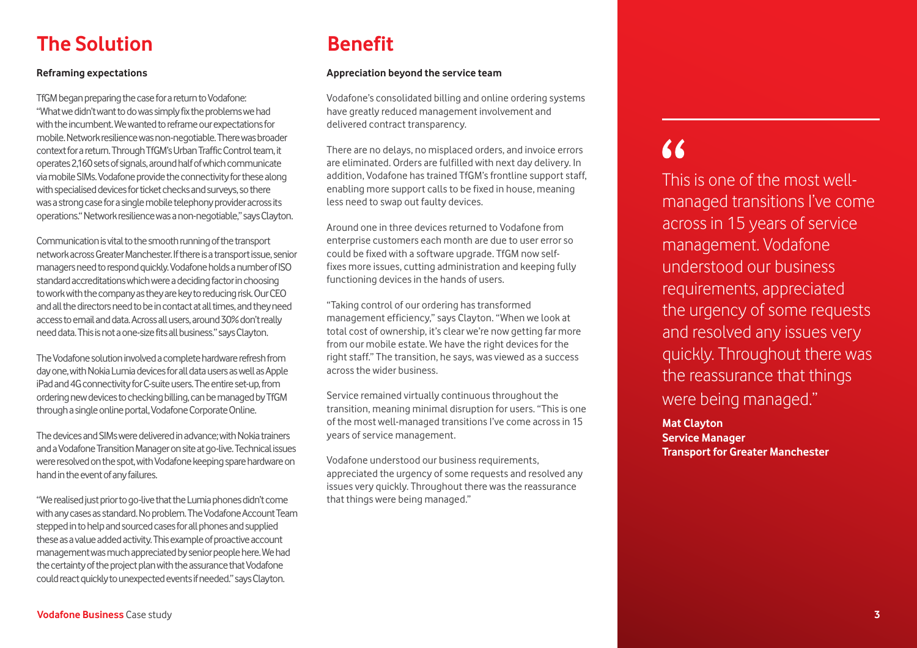## The Solution

**Reframing expectations**

TfGM began preparing the case for a return to Vodafone: "What we didn't want to do was simply fix the problems we had with the incumbent. We wanted to reframe our expectations for mobile. Network resilience was non-negotiable. There was broader context for a return. Through TfGM's Urban Traffic Control team, it operates 2,160 sets of signals, around half of which communicate via mobile SIMs. Vodafone provide the connectivity for these along with specialised devices for ticket checks and surveys, so there was a strong case for a single mobile telephony provider across its operations." Network resilience was a non-negotiable," says Clayton.

Communication is vital to the smooth running of the transport network across Greater Manchester. If there is a transport issue, senior managers need to respond quickly. Vodafone holds a number of ISO standard accreditations which were a deciding factor in choosing to work with the company as they are key to reducing risk. Our CEO and all the directors need to be in contact at all times, and they need access to email and data. Across all users, around 30% don't really need data. This is not a one-size fits all business." says Clayton.

The Vodafone solution involved a complete hardware refresh from day one, with Nokia Lumia devices for all data users as well as Apple iPad and 4G connectivity for C-suite users. The entire set-up, from ordering new devices to checking billing, can be managed by TfGM through a single online portal, Vodafone Corporate Online.

The devices and SIMs were delivered in advance; with Nokia trainers and a Vodafone Transition Manager on site at go-live. Technical issues were resolved on the spot, with Vodafone keeping spare hardware on hand in the event of any failures.

"We realised just prior to go-live that the Lumia phones didn't come with any cases as standard. No problem. The Vodafone Account Team stepped in to help and sourced cases for all phones and supplied these as a value added activity. This example of proactive account management was much appreciated by senior people here. We had the certainty of the project plan with the assurance that Vodafone could react quickly to unexpected events if needed." says Clayton.

## Benefit

**Appreciation beyond the service team**

Vodafone's consolidated billing and online ordering systems have greatly reduced management involvement and delivered contract transparency.

There are no delays, no misplaced orders, and invoice errors are eliminated. Orders are fulfilled with next day delivery. In addition, Vodafone has trained TfGM's frontline support staff, enabling more support calls to be fixed in house, meaning less need to swap out faulty devices.

Around one in three devices returned to Vodafone from enterprise customers each month are due to user error so could be fixed with a software upgrade. TfGM now self-fixes more issues, cutting administration and keeping fully functioning devices in the hands of users.

"Taking control of our ordering has transformed management efficiency," says Clayton. "When we look at total cost of ownership, it's clear we're now getting far more from our mobile estate. We have the right devices for the right staff." The transition, he says, was viewed as a success across the wider business.

Service remained virtually continuous throughout the transition, meaning minimal disruption for users. "This is one of the most well-managed transitions I've come across in 15 years of service management.

Vodafone understood our business requirements, appreciated the urgency of some requests and resolved any issues very quickly. Throughout there was the reassurance that things were being managed."

> "This is one of the most well-managed transitions I've come across in 15 years of service management. Vodafone understood our business requirements, appreciated the urgency of some requests and resolved any issues very quickly. Throughout there was the reassurance that things were being managed."
>
> **Mat Clayton**
> **Service Manager**
> **Transport for Greater Manchester**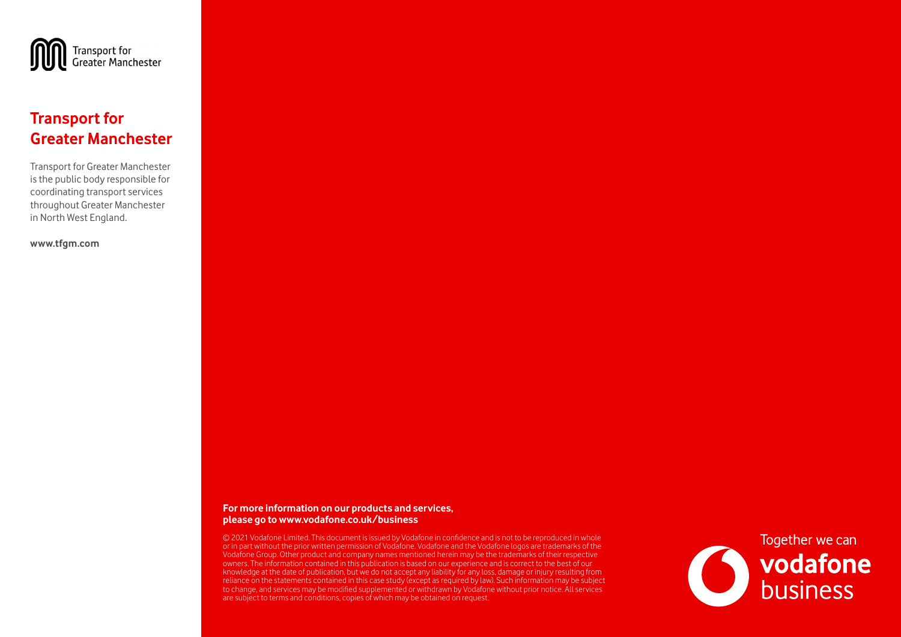Transport for Greater Manchester

## Transport for Greater Manchester

Transport for Greater Manchester is the public body responsible for coordinating transport services throughout Greater Manchester in North West England.

**www.tfgm.com**

**For more information on our products and services, please go to www.vodafone.co.uk/business**

© 2021 Vodafone Limited. This document is issued by Vodafone in confidence and is not to be reproduced in whole or in part without the prior written permission of Vodafone. Vodafone and the Vodafone logos are trademarks of the Vodafone Group. Other product and company names mentioned herein may be the trademarks of their respective owners. The information contained in this publication is based on our experience and is correct to the best of our knowledge at the date of publication, but we do not accept any liability for any loss, damage or injury resulting from reliance on the statements contained in this case study (except as required by law). Such information may be subject to change, and services may be modified supplemented or withdrawn by Vodafone without prior notice. All services are subject to terms and conditions, copies of which may be obtained on request.

Together we can
vodafone
business